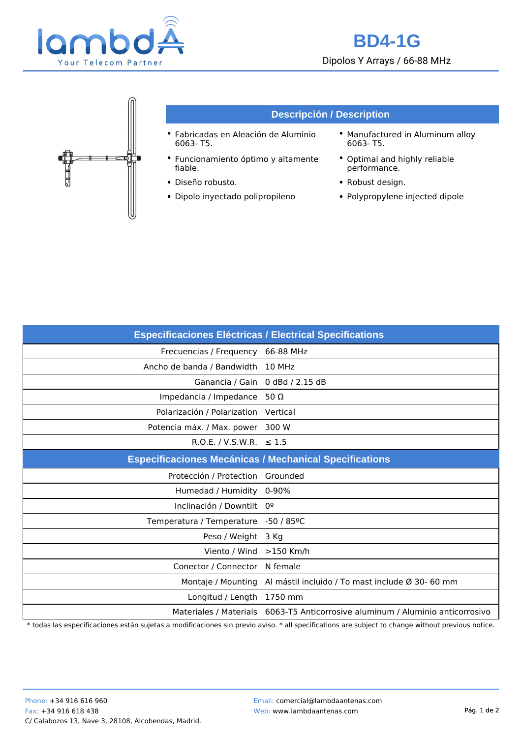# BD4-1G

Dipolos Y Arrays / 66-88 MHz

## Descripción / Description

- Fabricadas en Aleación de Aluminio 6063- T5.
- Funcionamiento óptimo y altamente fiable.
- Diseño robusto.
- Dipolo inyectado polipropileno

- Manufactured in Aluminum alloy 6063- T5.
- Optimal and highly reliable performance.
- Robust design.
- Polypropylene injected dipole

| Especificaciones Eléctricas / Electrical Specifications | |
|---:|---|
| Frecuencias / Frequency | 66-88 MHz |
| Ancho de banda / Bandwidth | 10 MHz |
| Ganancia / Gain | 0 dBd / 2.15 dB |
| Impedancia / Impedance | 50 Ω |
| Polarización / Polarization | Vertical |
| Potencia máx. / Max. power | 300 W |
| R.O.E. / V.S.W.R. | ≤ 1.5 |
| **Especificaciones Mecánicas / Mechanical Specifications** | |
| Protección / Protection | Grounded |
| Humedad / Humidity | 0-90% |
| Inclinación / Downtilt | 0º |
| Temperatura / Temperature | -50 / 85ºC |
| Peso / Weight | 3 Kg |
| Viento / Wind | >150 Km/h |
| Conector / Connector | N female |
| Montaje / Mounting | Al mástil incluido / To mast include Ø 30- 60 mm |
| Longitud / Length | 1750 mm |
| Materiales / Materials | 6063-T5 Anticorrosive aluminum / Aluminio anticorrosivo |

* todas las especificaciones están sujetas a modificaciones sin previo aviso. * all specifications are subject to change without previous notice.

Phone: +34 916 616 960
Fax: +34 916 618 438
C/ Calabozos 13, Nave 3, 28108, Alcobendas, Madrid.

Email: comercial@lambdaantenas.com
Web: www.lambdaantenas.com